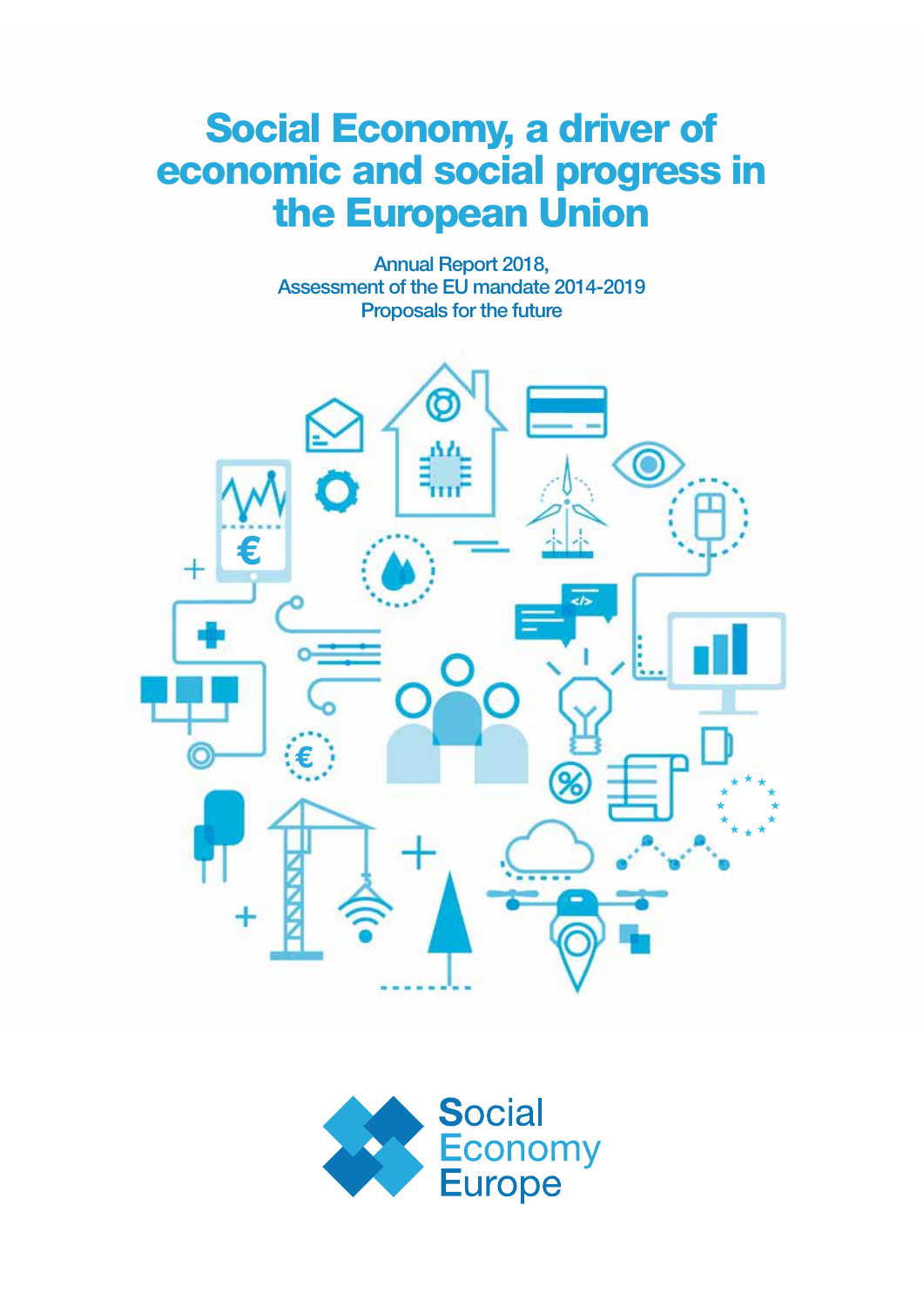# Social Economy, a driver of economic and social progress in the European Union

Annual Report 2018,
Assessment of the EU mandate 2014-2019
Proposals for the future

Social Economy Europe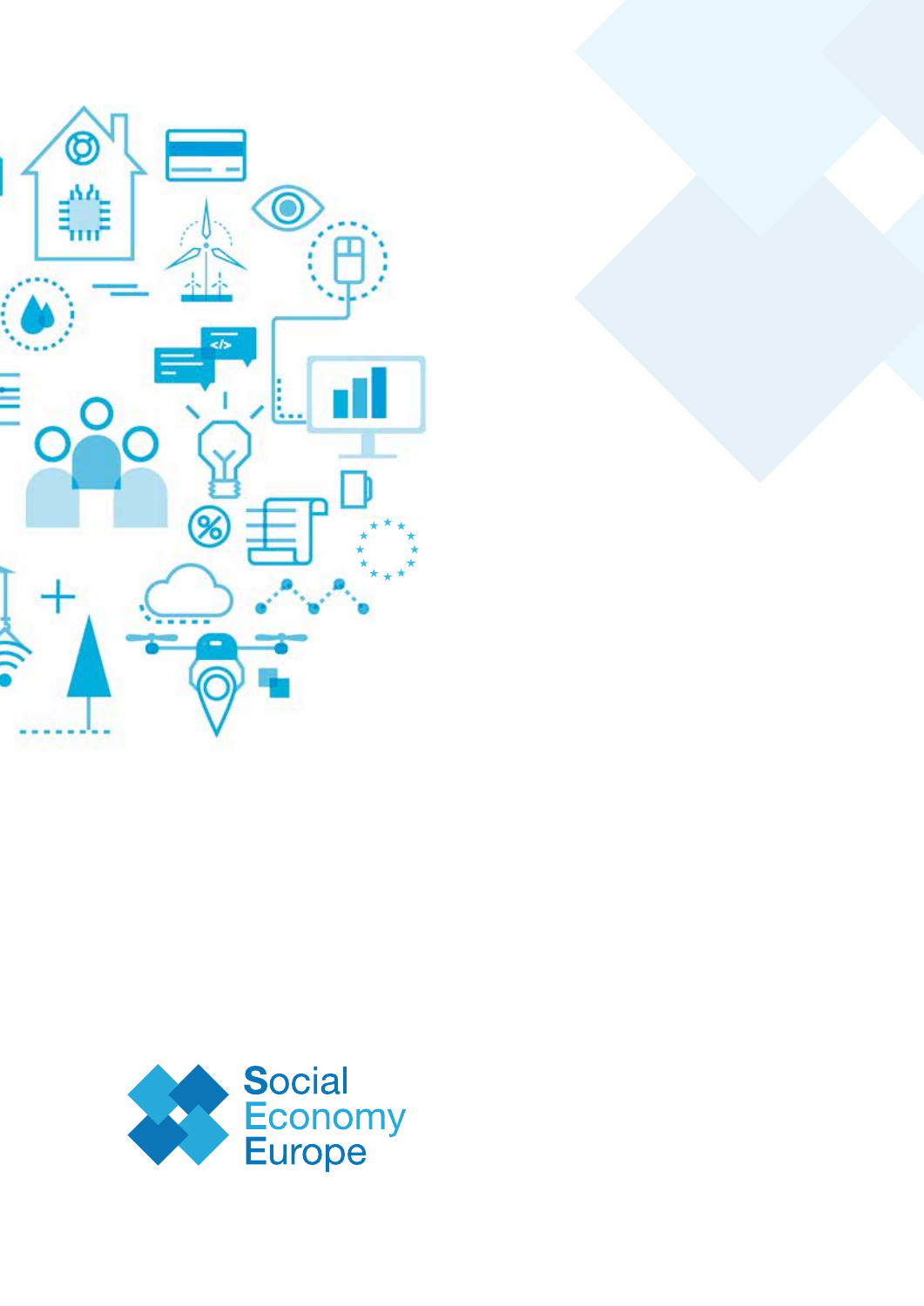Social Economy Europe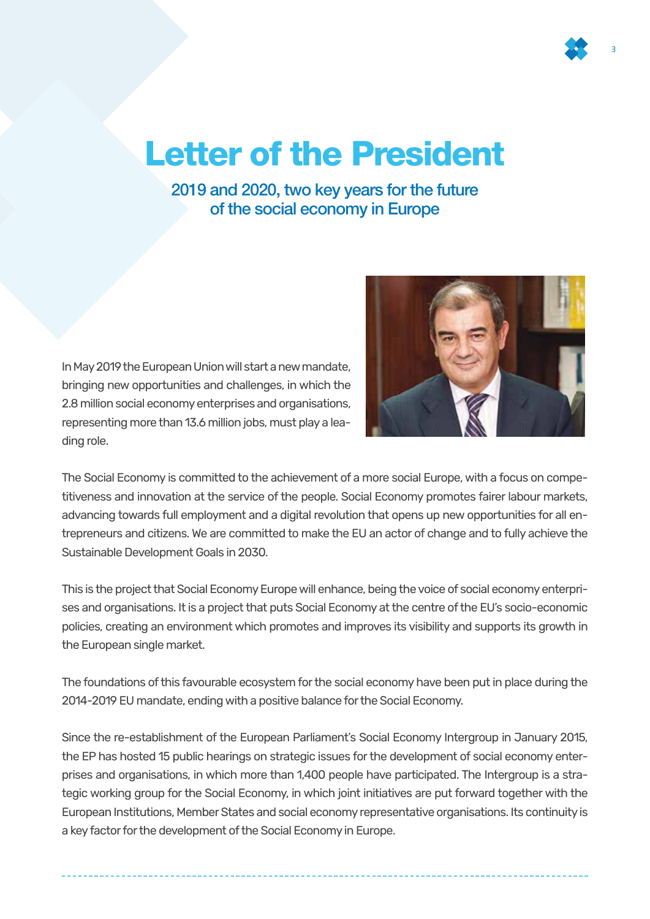# Letter of the President

## 2019 and 2020, two key years for the future of the social economy in Europe

In May 2019 the European Union will start a new mandate, bringing new opportunities and challenges, in which the 2.8 million social economy enterprises and organisations, representing more than 13.6 million jobs, must play a leading role.

The Social Economy is committed to the achievement of a more social Europe, with a focus on competitiveness and innovation at the service of the people. Social Economy promotes fairer labour markets, advancing towards full employment and a digital revolution that opens up new opportunities for all entrepreneurs and citizens. We are committed to make the EU an actor of change and to fully achieve the Sustainable Development Goals in 2030.

This is the project that Social Economy Europe will enhance, being the voice of social economy enterprises and organisations. It is a project that puts Social Economy at the centre of the EU's socio-economic policies, creating an environment which promotes and improves its visibility and supports its growth in the European single market.

The foundations of this favourable ecosystem for the social economy have been put in place during the 2014-2019 EU mandate, ending with a positive balance for the Social Economy.

Since the re-establishment of the European Parliament's Social Economy Intergroup in January 2015, the EP has hosted 15 public hearings on strategic issues for the development of social economy enterprises and organisations, in which more than 1,400 people have participated. The Intergroup is a strategic working group for the Social Economy, in which joint initiatives are put forward together with the European Institutions, Member States and social economy representative organisations. Its continuity is a key factor for the development of the Social Economy in Europe.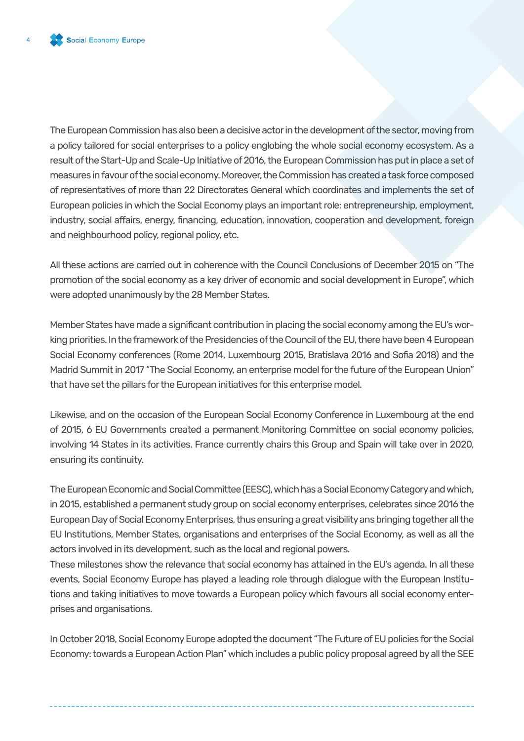The European Commission has also been a decisive actor in the development of the sector, moving from a policy tailored for social enterprises to a policy englobing the whole social economy ecosystem. As a result of the Start-Up and Scale-Up Initiative of 2016, the European Commission has put in place a set of measures in favour of the social economy. Moreover, the Commission has created a task force composed of representatives of more than 22 Directorates General which coordinates and implements the set of European policies in which the Social Economy plays an important role: entrepreneurship, employment, industry, social affairs, energy, financing, education, innovation, cooperation and development, foreign and neighbourhood policy, regional policy, etc.

All these actions are carried out in coherence with the Council Conclusions of December 2015 on "The promotion of the social economy as a key driver of economic and social development in Europe", which were adopted unanimously by the 28 Member States.

Member States have made a significant contribution in placing the social economy among the EU's working priorities. In the framework of the Presidencies of the Council of the EU, there have been 4 European Social Economy conferences (Rome 2014, Luxembourg 2015, Bratislava 2016 and Sofia 2018) and the Madrid Summit in 2017 "The Social Economy, an enterprise model for the future of the European Union" that have set the pillars for the European initiatives for this enterprise model.

Likewise, and on the occasion of the European Social Economy Conference in Luxembourg at the end of 2015, 6 EU Governments created a permanent Monitoring Committee on social economy policies, involving 14 States in its activities. France currently chairs this Group and Spain will take over in 2020, ensuring its continuity.

The European Economic and Social Committee (EESC), which has a Social Economy Category and which, in 2015, established a permanent study group on social economy enterprises, celebrates since 2016 the European Day of Social Economy Enterprises, thus ensuring a great visibility ans bringing together all the EU Institutions, Member States, organisations and enterprises of the Social Economy, as well as all the actors involved in its development, such as the local and regional powers.

These milestones show the relevance that social economy has attained in the EU's agenda. In all these events, Social Economy Europe has played a leading role through dialogue with the European Institutions and taking initiatives to move towards a European policy which favours all social economy enterprises and organisations.

In October 2018, Social Economy Europe adopted the document "The Future of EU policies for the Social Economy: towards a European Action Plan" which includes a public policy proposal agreed by all the SEE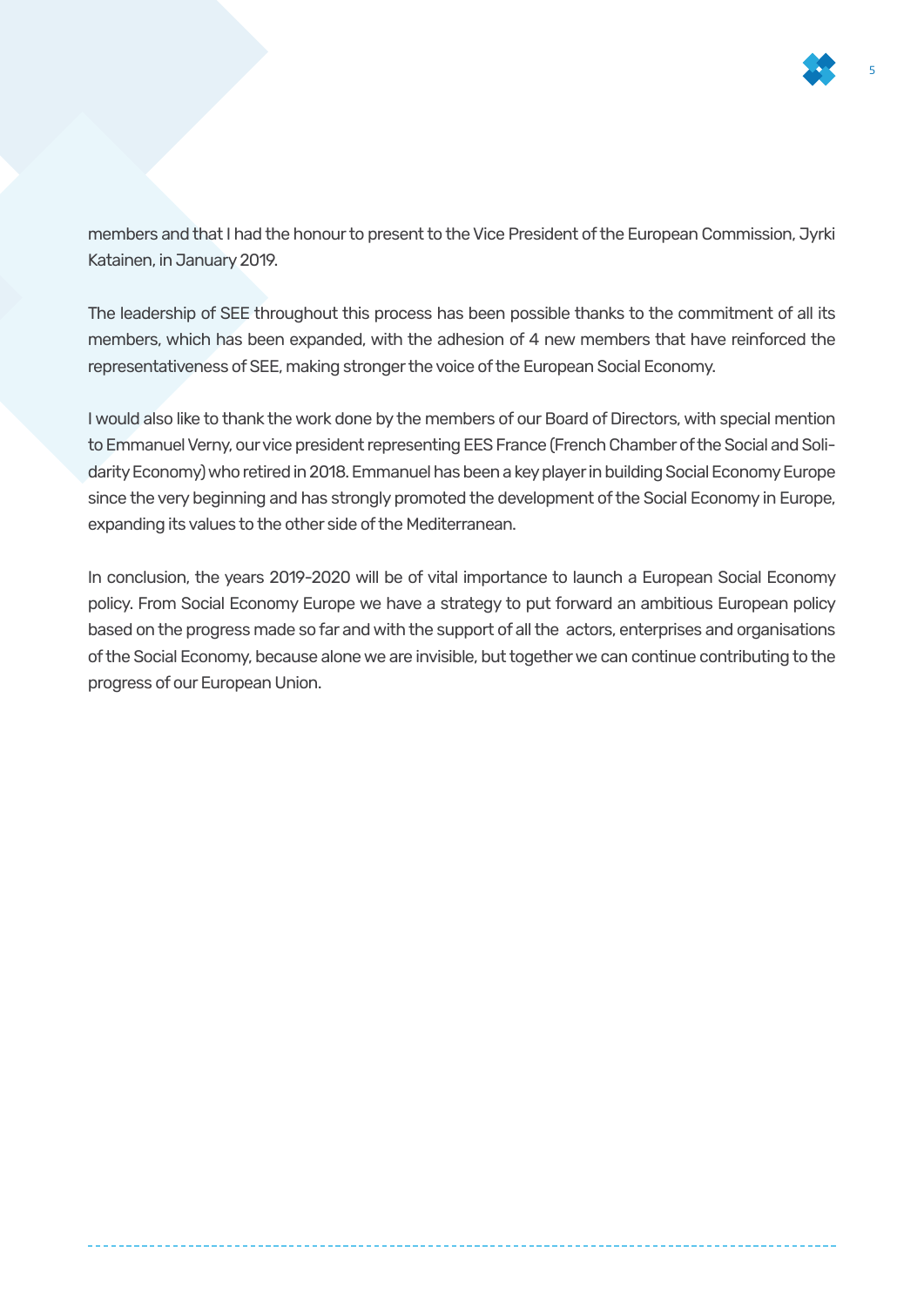members and that I had the honour to present to the Vice President of the European Commission, Jyrki Katainen, in January 2019.

The leadership of SEE throughout this process has been possible thanks to the commitment of all its members, which has been expanded, with the adhesion of 4 new members that have reinforced the representativeness of SEE, making stronger the voice of the European Social Economy.

I would also like to thank the work done by the members of our Board of Directors, with special mention to Emmanuel Verny, our vice president representing EES France (French Chamber of the Social and Solidarity Economy) who retired in 2018. Emmanuel has been a key player in building Social Economy Europe since the very beginning and has strongly promoted the development of the Social Economy in Europe, expanding its values to the other side of the Mediterranean.

In conclusion, the years 2019-2020 will be of vital importance to launch a European Social Economy policy. From Social Economy Europe we have a strategy to put forward an ambitious European policy based on the progress made so far and with the support of all the actors, enterprises and organisations of the Social Economy, because alone we are invisible, but together we can continue contributing to the progress of our European Union.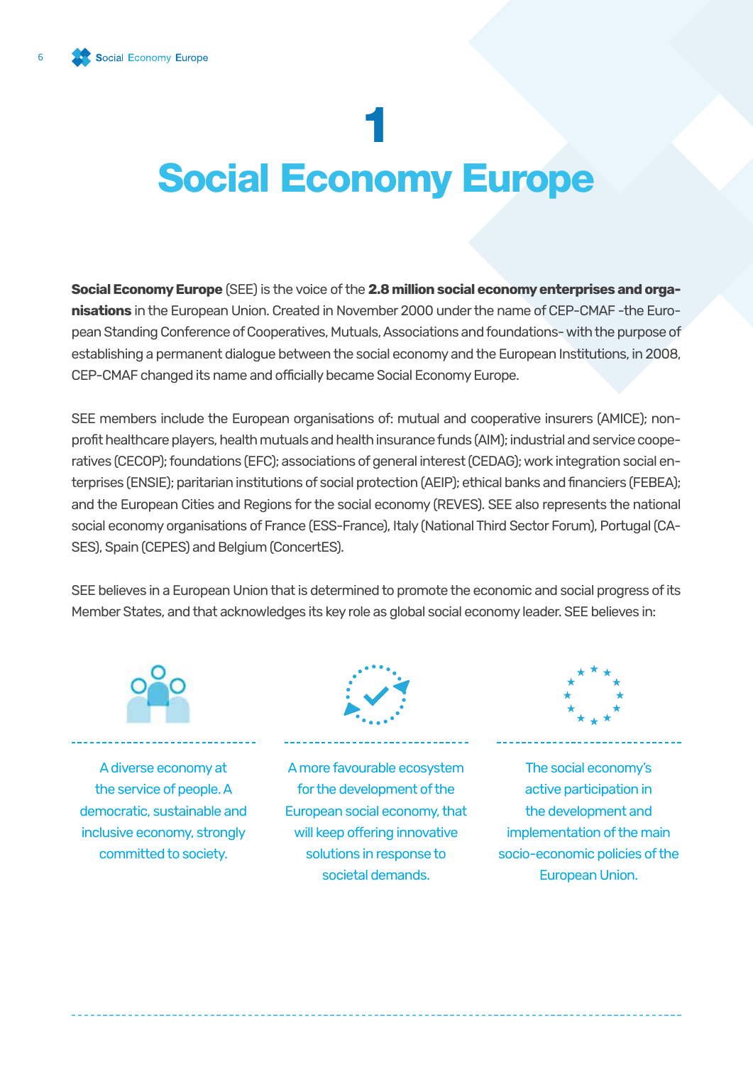# 1 Social Economy Europe

**Social Economy Europe** (SEE) is the voice of the **2.8 million social economy enterprises and organisations** in the European Union. Created in November 2000 under the name of CEP-CMAF -the European Standing Conference of Cooperatives, Mutuals, Associations and foundations- with the purpose of establishing a permanent dialogue between the social economy and the European Institutions, in 2008, CEP-CMAF changed its name and officially became Social Economy Europe.

SEE members include the European organisations of: mutual and cooperative insurers (AMICE); non-profit healthcare players, health mutuals and health insurance funds (AIM); industrial and service cooperatives (CECOP); foundations (EFC); associations of general interest (CEDAG); work integration social enterprises (ENSIE); paritarian institutions of social protection (AEIP); ethical banks and financiers (FEBEA); and the European Cities and Regions for the social economy (REVES). SEE also represents the national social economy organisations of France (ESS-France), Italy (National Third Sector Forum), Portugal (CASES), Spain (CEPES) and Belgium (ConcertES).

SEE believes in a European Union that is determined to promote the economic and social progress of its Member States, and that acknowledges its key role as global social economy leader. SEE believes in:

- A diverse economy at the service of people. A democratic, sustainable and inclusive economy, strongly committed to society.
- A more favourable ecosystem for the development of the European social economy, that will keep offering innovative solutions in response to societal demands.
- The social economy's active participation in the development and implementation of the main socio-economic policies of the European Union.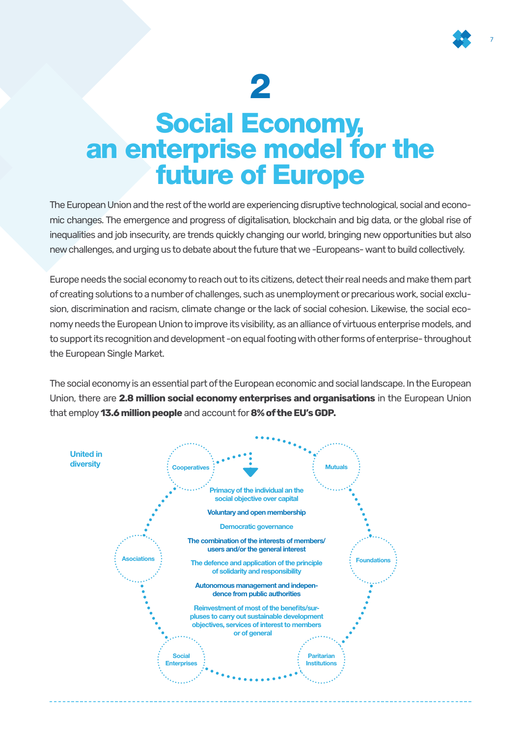# 2

# Social Economy, an enterprise model for the future of Europe

The European Union and the rest of the world are experiencing disruptive technological, social and economic changes. The emergence and progress of digitalisation, blockchain and big data, or the global rise of inequalities and job insecurity, are trends quickly changing our world, bringing new opportunities but also new challenges, and urging us to debate about the future that we -Europeans- want to build collectively.

Europe needs the social economy to reach out to its citizens, detect their real needs and make them part of creating solutions to a number of challenges, such as unemployment or precarious work, social exclusion, discrimination and racism, climate change or the lack of social cohesion. Likewise, the social economy needs the European Union to improve its visibility, as an alliance of virtuous enterprise models, and to support its recognition and development -on equal footing with other forms of enterprise- throughout the European Single Market.

The social economy is an essential part of the European economic and social landscape. In the European Union, there are **2.8 million social economy enterprises and organisations** in the European Union that employ **13.6 million people** and account for **8% of the EU's GDP.**

United in diversity

Cooperatives

Mutuals

Foundations

Paritarian Institutions

Social Enterprises

Asociations

- Primacy of the individual an the social objective over capital
- Voluntary and open membership
- Democratic governance
- The combination of the interests of members/ users and/or the general interest
- The defence and application of the principle of solidarity and responsibility
- Autonomous management and independence from public authorities
- Reinvestment of most of the benefits/surpluses to carry out sustainable development objectives, services of interest to members or of general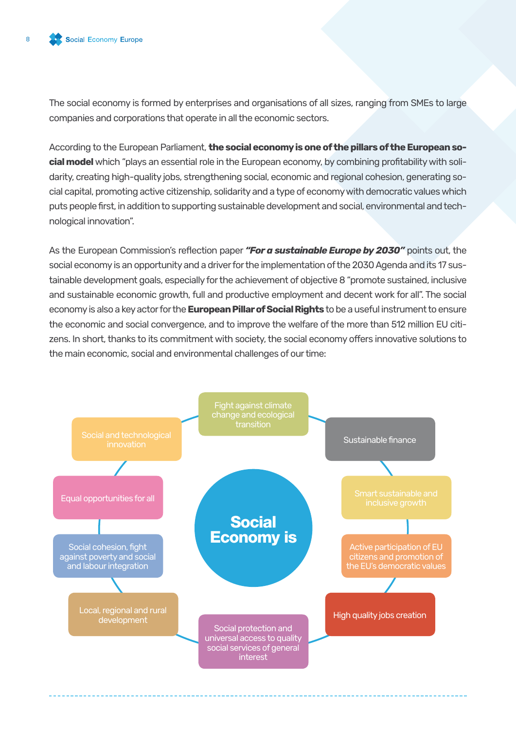The social economy is formed by enterprises and organisations of all sizes, ranging from SMEs to large companies and corporations that operate in all the economic sectors.

According to the European Parliament, **the social economy is one of the pillars of the European social model** which "plays an essential role in the European economy, by combining profitability with solidarity, creating high-quality jobs, strengthening social, economic and regional cohesion, generating social capital, promoting active citizenship, solidarity and a type of economy with democratic values which puts people first, in addition to supporting sustainable development and social, environmental and technological innovation".

As the European Commission's reflection paper ***"For a sustainable Europe by 2030"*** points out, the social economy is an opportunity and a driver for the implementation of the 2030 Agenda and its 17 sustainable development goals, especially for the achievement of objective 8 "promote sustained, inclusive and sustainable economic growth, full and productive employment and decent work for all". The social economy is also a key actor for the **European Pillar of Social Rights** to be a useful instrument to ensure the economic and social convergence, and to improve the welfare of the more than 512 million EU citizens. In short, thanks to its commitment with society, the social economy offers innovative solutions to the main economic, social and environmental challenges of our time:

**Social Economy is**

- Fight against climate change and ecological transition
- Sustainable finance
- Smart sustainable and inclusive growth
- Active participation of EU citizens and promotion of the EU's democratic values
- High quality jobs creation
- Social protection and universal access to quality social services of general interest
- Local, regional and rural development
- Social cohesion, fight against poverty and social and labour integration
- Equal opportunities for all
- Social and technological innovation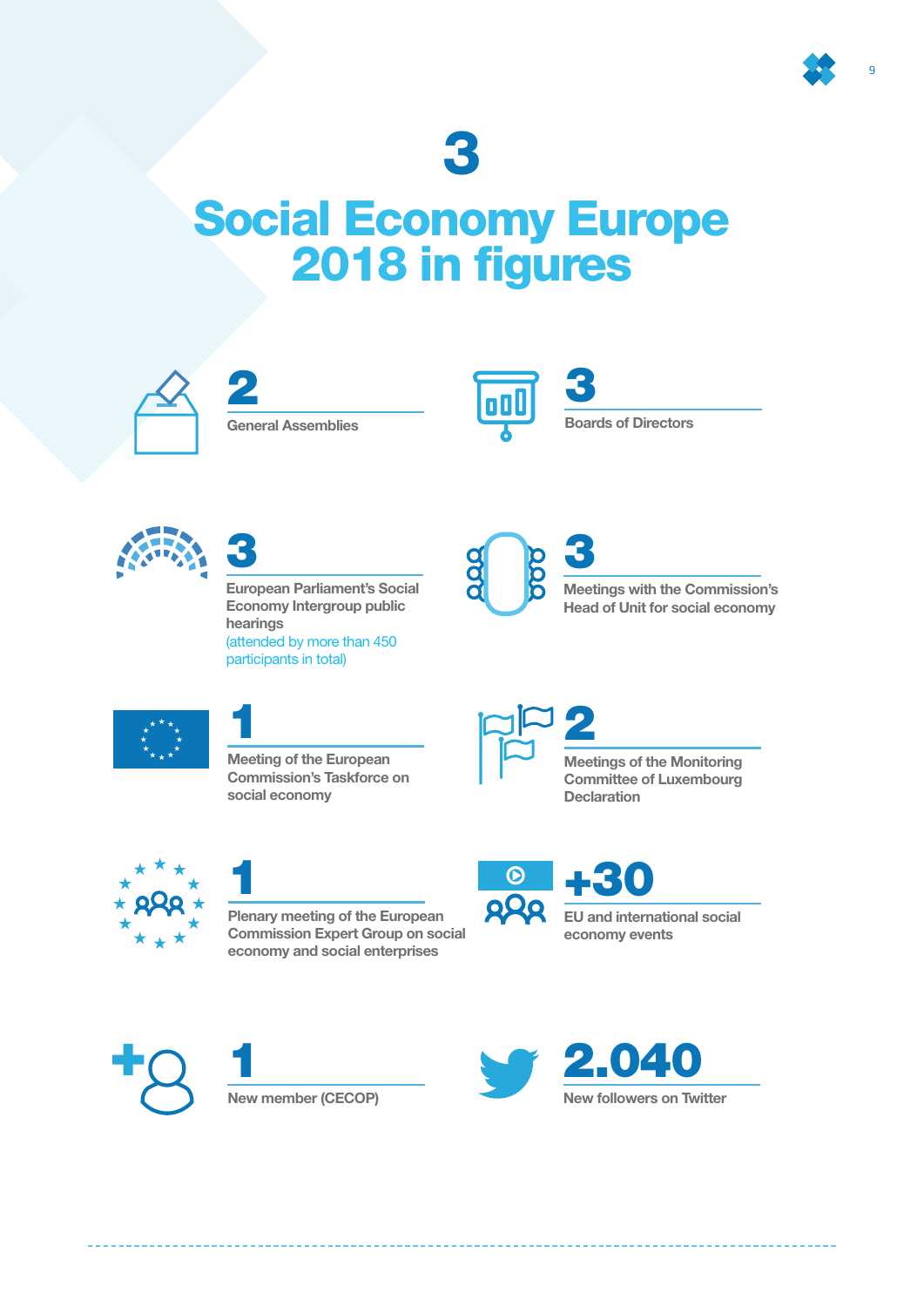# 3

# Social Economy Europe 2018 in figures

**2**
General Assemblies

**3**
Boards of Directors

**3**
European Parliament's Social Economy Intergroup public hearings
(attended by more than 450 participants in total)

**3**
Meetings with the Commission's Head of Unit for social economy

**1**
Meeting of the European Commission's Taskforce on social economy

**2**
Meetings of the Monitoring Committee of Luxembourg Declaration

**1**
Plenary meeting of the European Commission Expert Group on social economy and social enterprises

**+30**
EU and international social economy events

**1**
New member (CECOP)

**2.040**
New followers on Twitter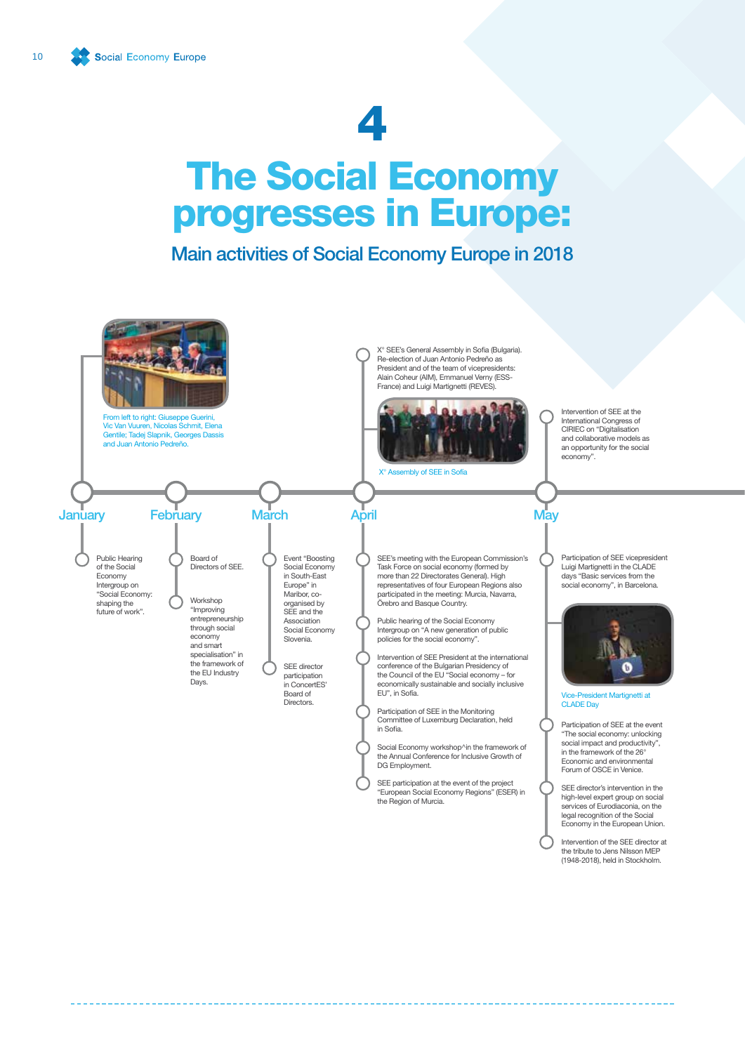# 4

# The Social Economy progresses in Europe:

## Main activities of Social Economy Europe in 2018

From left to right: Giuseppe Guerini, Vic Van Vuuren, Nicolas Schmit, Elena Gentile; Tadej Slapnik, Georges Dassis and Juan Antonio Pedreño.

### January

- Public Hearing of the Social Economy Intergroup on "Social Economy: shaping the future of work".

### February

- Board of Directors of SEE.
- Workshop "Improving entrepreneurship through social economy and smart specialisation" in the framework of the EU Industry Days.

### March

- Event "Boosting Social Economy in South-East Europe" in Maribor, co-organised by SEE and the Association Social Economy Slovenia.
- SEE director participation in ConcertES' Board of Directors.

### April

- X° SEE's General Assembly in Sofia (Bulgaria). Re-election of Juan Antonio Pedreño as President and of the team of vicepresidents: Alain Coheur (AIM), Emmanuel Verny (ESS-France) and Luigi Martignetti (REVES).

X° Assembly of SEE in Sofia

- SEE's meeting with the European Commission's Task Force on social economy (formed by more than 22 Directorates General). High representatives of four European Regions also participated in the meeting: Murcia, Navarra, Örebro and Basque Country.
- Public hearing of the Social Economy Intergroup on "A new generation of public policies for the social economy".
- Intervention of SEE President at the international conference of the Bulgarian Presidency of the Council of the EU "Social economy – for economically sustainable and socially inclusive EU", in Sofia.
- Participation of SEE in the Monitoring Committee of Luxemburg Declaration, held in Sofia.
- Social Economy workshop^in the framework of the Annual Conference for Inclusive Growth of DG Employment.
- SEE participation at the event of the project "European Social Economy Regions" (ESER) in the Region of Murcia.

### May

- Intervention of SEE at the International Congress of CIRIEC on "Digitalisation and collaborative models as an opportunity for the social economy".
- Participation of SEE vicepresident Luigi Martignetti in the CLADE days "Basic services from the social economy", in Barcelona.

Vice-President Martignetti at CLADE Day

- Participation of SEE at the event "The social economy: unlocking social impact and productivity", in the framework of the 26° Economic and environmental Forum of OSCE in Venice.
- SEE director's intervention in the high-level expert group on social services of Eurodiaconia, on the legal recognition of the Social Economy in the European Union.
- Intervention of the SEE director at the tribute to Jens Nilsson MEP (1948-2018), held in Stockholm.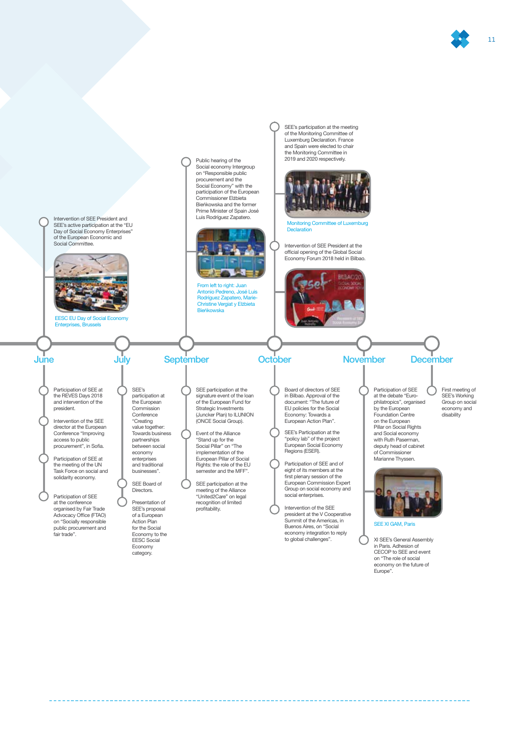## June

Intervention of SEE President and SEE's active participation at the "EU Day of Social Economy Enterprises" of the European Economic and Social Committee.

EESC EU Day of Social Economy Enterprises, Brussels

- Participation of SEE at the REVES Days 2018 and intervention of the president.
- Intervention of the SEE director at the European Conference "Improving access to public procurement", in Sofia.
- Participation of SEE at the meeting of the UN Task Force on social and solidarity economy.
- Participation of SEE at the conference organised by Fair Trade Advocacy Office (FTAO) on "Socially responsible public procurement and fair trade".

## July

- SEE's participation at the European Commission Conference "Creating value together: Towards business partnerships between social economy enterprises and traditional businesses".
- SEE Board of Directors.
- Presentation of SEE's proposal of a European Action Plan for the Social Economy to the EESC Social Economy category.

## September

Public hearing of the Social economy Intergroup on "Responsible public procurement and the Social Economy" with the participation of the European Commissioner Elżbieta Bieńkowska and the former Prime Minister of Spain José Luis Rodríguez Zapatero.

From left to right: Juan Antonio Pedreno, José Luis Rodríguez Zapatero, Marie-Christine Vergiat y Elżbieta Bieńkowska

- SEE participation at the signature event of the loan of the European Fund for Strategic Investments (Juncker Plan) to ILUNION (ONCE Social Group).
- Event of the Alliance "Stand up for the Social Pillar" on "The implementation of the European Pillar of Social Rights: the role of the EU semester and the MFF".
- SEE participation at the meeting of the Alliance "United2Care" on legal recognition of limited profitability.

## October

SEE's participation at the meeting of the Monitoring Committee of Luxemburg Declaration. France and Spain were elected to chair the Monitoring Committee in 2019 and 2020 respectively.

Monitoring Committee of Luxemburg Declaration

Intervention of SEE President at the official opening of the Global Social Economy Forum 2018 held in Bilbao.

- Board of directors of SEE in Bilbao. Approval of the document: "The future of EU policies for the Social Economy: Towards a European Action Plan".
- SEE's Participation at the "policy lab" of the project European Social Economy Regions (ESER).
- Participation of SEE and of eight of its members at the first plenary session of the European Commission Expert Group on social economy and social enterprises.
- Intervention of the SEE president at the V Cooperative Summit of the Americas, in Buenos Aires, on "Social economy integration to reply to global challenges".

## November

- Participation of SEE at the debate "Euro-philatropics", organised by the European Foundation Centre on the European Pillar on Social Rights and Social economy with Ruth Paserman, deputy head of cabinet of Commissioner Marianne Thyssen.

SEE XI GAM, Paris

- XI SEE's General Assembly in Paris. Adhesion of CECOP to SEE and event on "The role of social economy on the future of Europe".

## December

- First meeting of SEE's Working Group on social economy and disability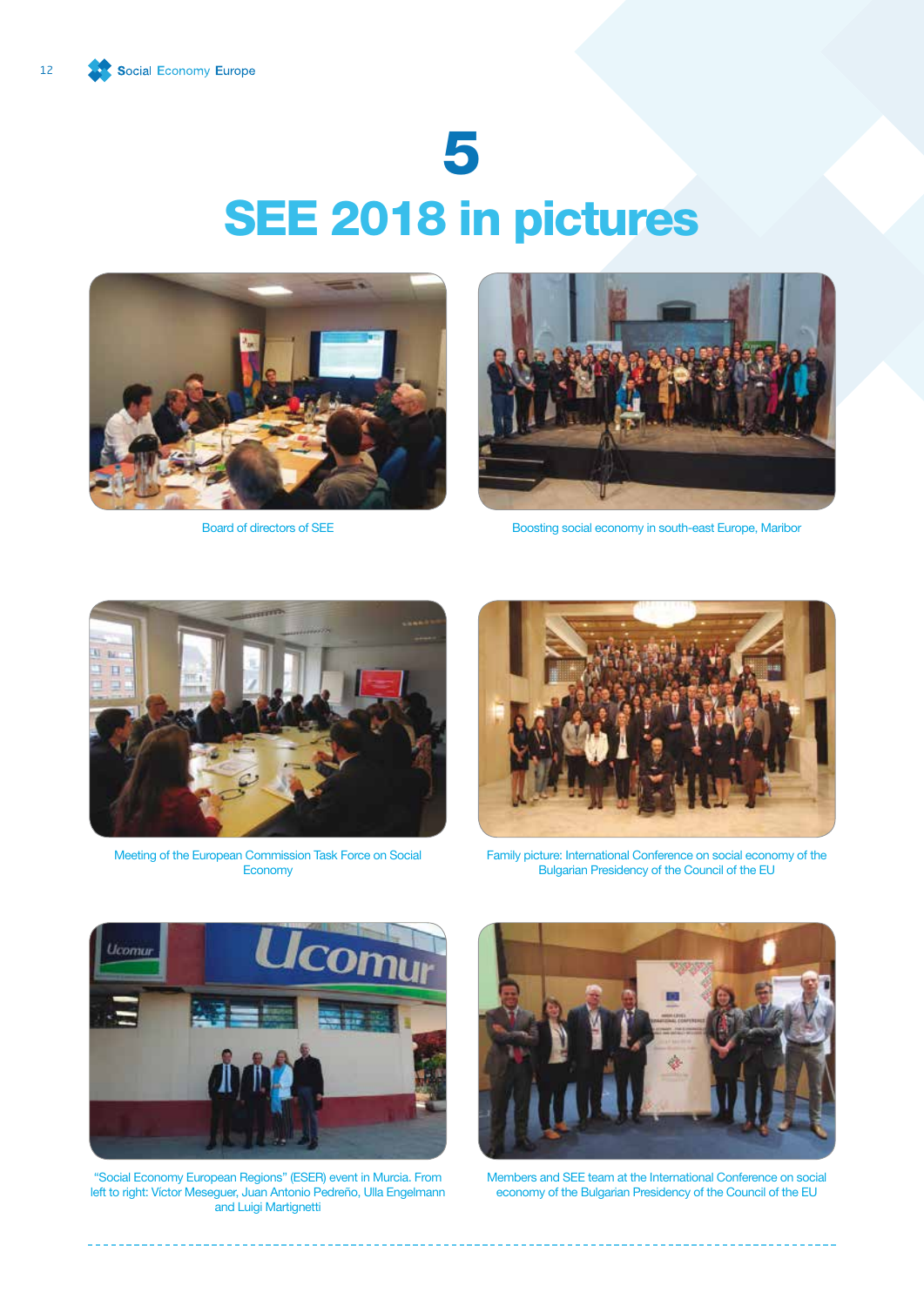# 5

# SEE 2018 in pictures

Board of directors of SEE

Boosting social economy in south-east Europe, Maribor

Meeting of the European Commission Task Force on Social Economy

Family picture: International Conference on social economy of the Bulgarian Presidency of the Council of the EU

"Social Economy European Regions" (ESER) event in Murcia. From left to right: Víctor Meseguer, Juan Antonio Pedreño, Ulla Engelmann and Luigi Martignetti

Members and SEE team at the International Conference on social economy of the Bulgarian Presidency of the Council of the EU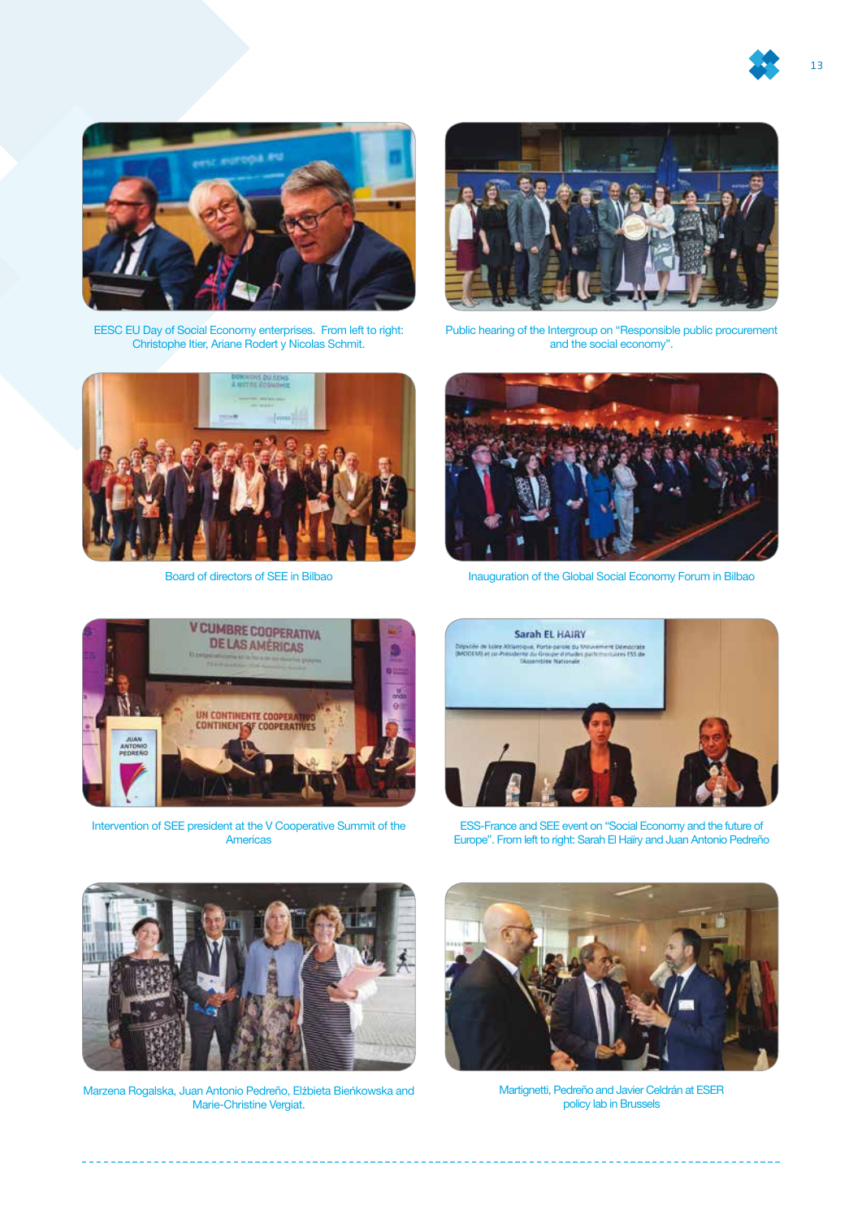EESC EU Day of Social Economy enterprises. From left to right: Christophe Itier, Ariane Rodert y Nicolas Schmit.

Public hearing of the Intergroup on “Responsible public procurement and the social economy”.

Board of directors of SEE in Bilbao

Inauguration of the Global Social Economy Forum in Bilbao

Intervention of SEE president at the V Cooperative Summit of the Americas

ESS-France and SEE event on “Social Economy and the future of Europe”. From left to right: Sarah El Haïry and Juan Antonio Pedreño

Marzena Rogalska, Juan Antonio Pedreño, Elżbieta Bieńkowska and Marie-Christine Vergiat.

Martignetti, Pedreño and Javier Celdrán at ESER policy lab in Brussels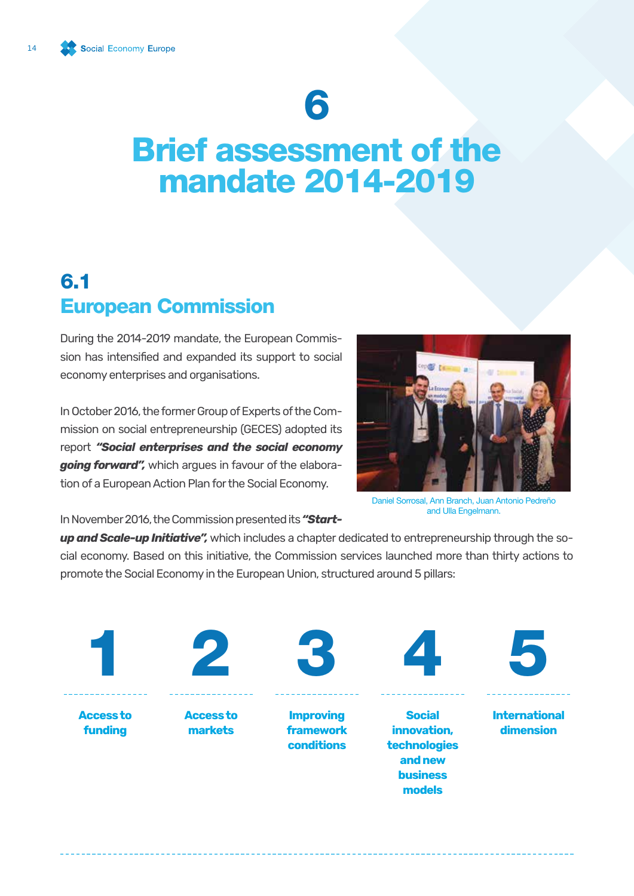# 6

# Brief assessment of the mandate 2014-2019

## 6.1 European Commission

During the 2014-2019 mandate, the European Commission has intensified and expanded its support to social economy enterprises and organisations.

In October 2016, the former Group of Experts of the Commission on social entrepreneurship (GECES) adopted its report ***"Social enterprises and the social economy going forward",*** which argues in favour of the elaboration of a European Action Plan for the Social Economy.

Daniel Sorrosal, Ann Branch, Juan Antonio Pedreño and Ulla Engelmann.

In November 2016, the Commission presented its ***"Start-up and Scale-up Initiative",*** which includes a chapter dedicated to entrepreneurship through the social economy. Based on this initiative, the Commission services launched more than thirty actions to promote the Social Economy in the European Union, structured around 5 pillars:

1. **Access to funding**
2. **Access to markets**
3. **Improving framework conditions**
4. **Social innovation, technologies and new business models**
5. **International dimension**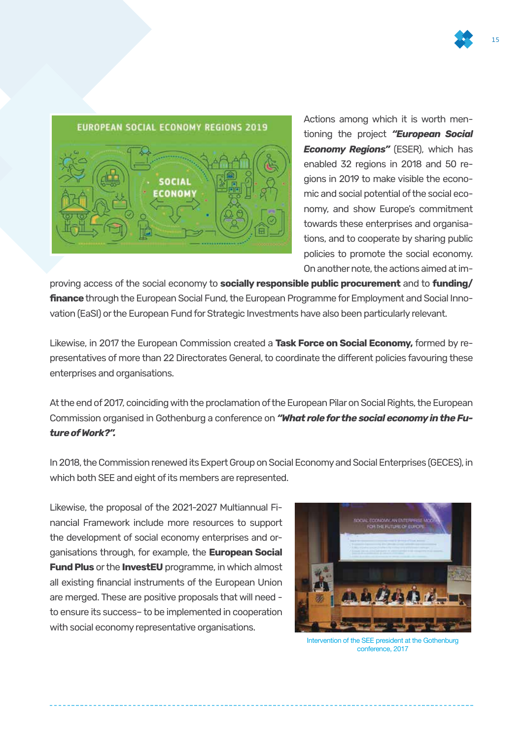Actions among which it is worth mentioning the project ***"European Social Economy Regions"*** (ESER), which has enabled 32 regions in 2018 and 50 regions in 2019 to make visible the economic and social potential of the social economy, and show Europe's commitment towards these enterprises and organisations, and to cooperate by sharing public policies to promote the social economy. On another note, the actions aimed at improving access of the social economy to **socially responsible public procurement** and to **funding/finance** through the European Social Fund, the European Programme for Employment and Social Innovation (EaSI) or the European Fund for Strategic Investments have also been particularly relevant.

Likewise, in 2017 the European Commission created a **Task Force on Social Economy,** formed by representatives of more than 22 Directorates General, to coordinate the different policies favouring these enterprises and organisations.

At the end of 2017, coinciding with the proclamation of the European Pilar on Social Rights, the European Commission organised in Gothenburg a conference on ***"What role for the social economy in the Future of Work?".***

In 2018, the Commission renewed its Expert Group on Social Economy and Social Enterprises (GECES), in which both SEE and eight of its members are represented.

Likewise, the proposal of the 2021-2027 Multiannual Financial Framework include more resources to support the development of social economy enterprises and organisations through, for example, the **European Social Fund Plus** or the **InvestEU** programme, in which almost all existing financial instruments of the European Union are merged. These are positive proposals that will need - to ensure its success– to be implemented in cooperation with social economy representative organisations.

Intervention of the SEE president at the Gothenburg conference, 2017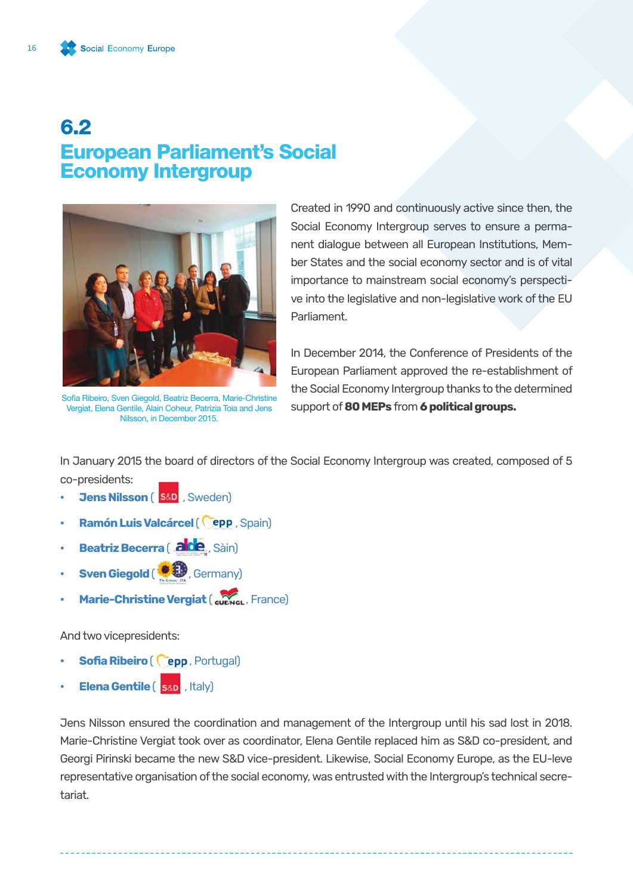# 6.2 European Parliament's Social Economy Intergroup

Sofia Ribeiro, Sven Giegold, Beatriz Becerra, Marie-Christine Vergiat, Elena Gentile, Alain Coheur, Patrizia Toia and Jens Nilsson, in December 2015.

Created in 1990 and continuously active since then, the Social Economy Intergroup serves to ensure a permanent dialogue between all European Institutions, Member States and the social economy sector and is of vital importance to mainstream social economy's perspective into the legislative and non-legislative work of the EU Parliament.

In December 2014, the Conference of Presidents of the European Parliament approved the re-establishment of the Social Economy Intergroup thanks to the determined support of **80 MEPs** from **6 political groups.**

In January 2015 the board of directors of the Social Economy Intergroup was created, composed of 5 co-presidents:

- **Jens Nilsson** ( S&D , Sweden)
- **Ramón Luis Valcárcel** ( epp , Spain)
- **Beatriz Becerra** ( alde , Sàin)
- **Sven Giegold** ( The Greens | EFA , Germany)
- **Marie-Christine Vergiat** ( GUE/NGL , France)

And two vicepresidents:

- **Sofia Ribeiro** ( epp , Portugal)
- **Elena Gentile** ( S&D , Italy)

Jens Nilsson ensured the coordination and management of the Intergroup until his sad lost in 2018. Marie-Christine Vergiat took over as coordinator, Elena Gentile replaced him as S&D co-president, and Georgi Pirinski became the new S&D vice-president. Likewise, Social Economy Europe, as the EU-leve representative organisation of the social economy, was entrusted with the Intergroup's technical secretariat.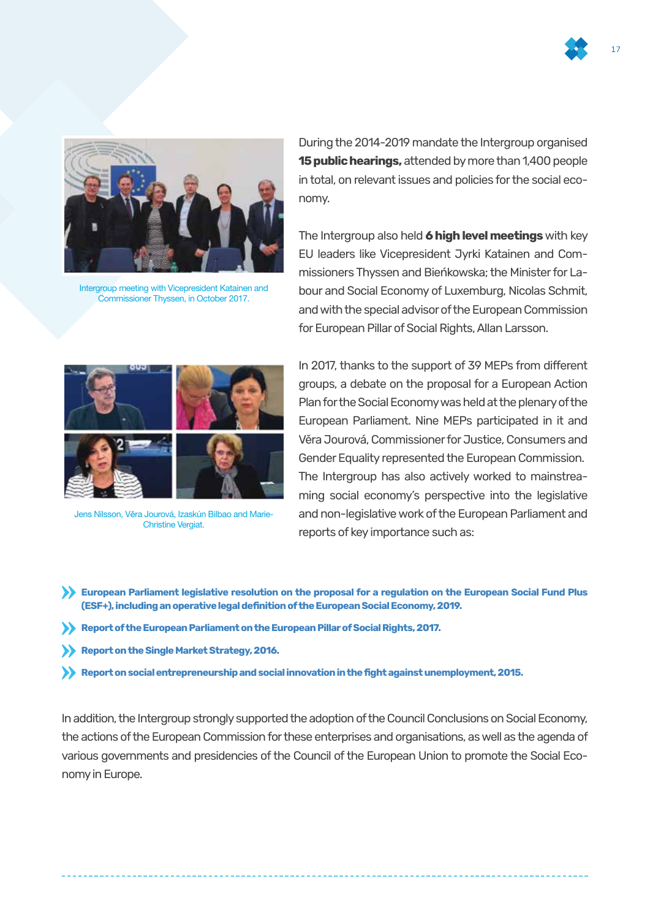Intergroup meeting with Vicepresident Katainen and Commissioner Thyssen, in October 2017.

During the 2014-2019 mandate the Intergroup organised **15 public hearings,** attended by more than 1,400 people in total, on relevant issues and policies for the social economy.

The Intergroup also held **6 high level meetings** with key EU leaders like Vicepresident Jyrki Katainen and Commissioners Thyssen and Bieńkowska; the Minister for Labour and Social Economy of Luxemburg, Nicolas Schmit, and with the special advisor of the European Commission for European Pillar of Social Rights, Allan Larsson.

Jens Nilsson, Věra Jourová, Izaskún Bilbao and Marie-Christine Vergiat.

In 2017, thanks to the support of 39 MEPs from different groups, a debate on the proposal for a European Action Plan for the Social Economy was held at the plenary of the European Parliament. Nine MEPs participated in it and Věra Jourová, Commissioner for Justice, Consumers and Gender Equality represented the European Commission. The Intergroup has also actively worked to mainstreaming social economy's perspective into the legislative and non-legislative work of the European Parliament and reports of key importance such as:

- **European Parliament legislative resolution on the proposal for a regulation on the European Social Fund Plus (ESF+), including an operative legal definition of the European Social Economy, 2019.**
- **Report of the European Parliament on the European Pillar of Social Rights, 2017.**
- **Report on the Single Market Strategy, 2016.**
- **Report on social entrepreneurship and social innovation in the fight against unemployment, 2015.**

In addition, the Intergroup strongly supported the adoption of the Council Conclusions on Social Economy, the actions of the European Commission for these enterprises and organisations, as well as the agenda of various governments and presidencies of the Council of the European Union to promote the Social Economy in Europe.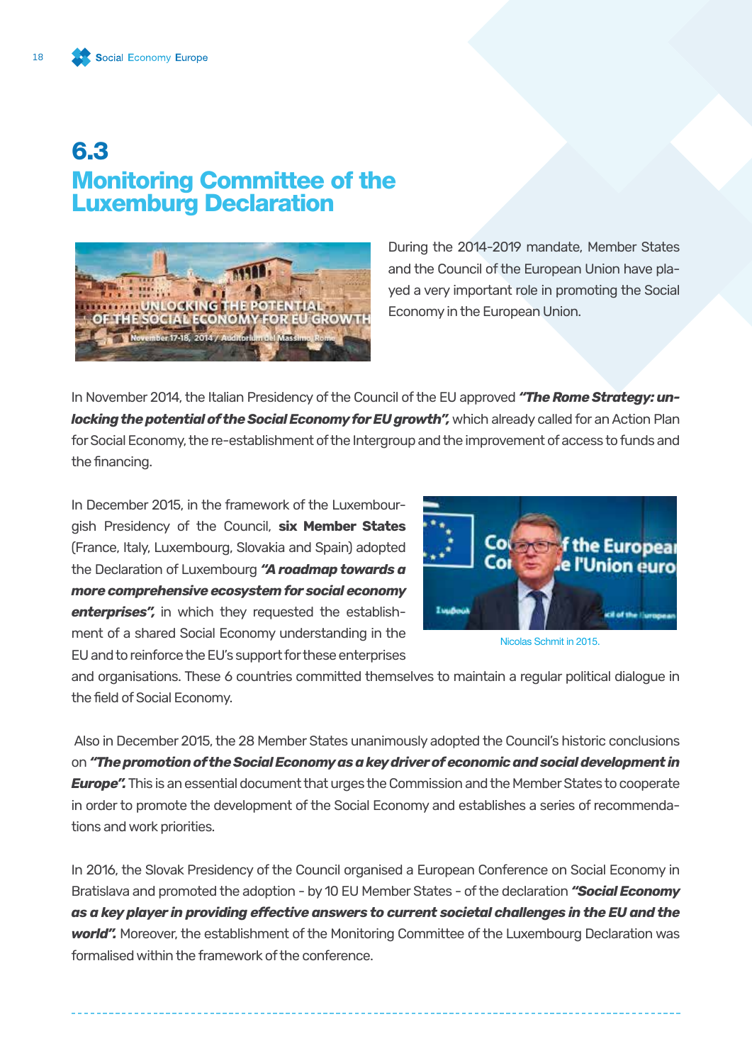## 6.3
## Monitoring Committee of the Luxemburg Declaration

During the 2014-2019 mandate, Member States and the Council of the European Union have played a very important role in promoting the Social Economy in the European Union.

In November 2014, the Italian Presidency of the Council of the EU approved ***"The Rome Strategy: unlocking the potential of the Social Economy for EU growth",*** which already called for an Action Plan for Social Economy, the re-establishment of the Intergroup and the improvement of access to funds and the financing.

In December 2015, in the framework of the Luxembourgish Presidency of the Council, **six Member States** (France, Italy, Luxembourg, Slovakia and Spain) adopted the Declaration of Luxembourg ***"A roadmap towards a more comprehensive ecosystem for social economy enterprises",*** in which they requested the establishment of a shared Social Economy understanding in the EU and to reinforce the EU's support for these enterprises and organisations. These 6 countries committed themselves to maintain a regular political dialogue in the field of Social Economy.

Nicolas Schmit in 2015.

Also in December 2015, the 28 Member States unanimously adopted the Council's historic conclusions on ***"The promotion of the Social Economy as a key driver of economic and social development in Europe".*** This is an essential document that urges the Commission and the Member States to cooperate in order to promote the development of the Social Economy and establishes a series of recommendations and work priorities.

In 2016, the Slovak Presidency of the Council organised a European Conference on Social Economy in Bratislava and promoted the adoption - by 10 EU Member States - of the declaration ***"Social Economy as a key player in providing effective answers to current societal challenges in the EU and the world".*** Moreover, the establishment of the Monitoring Committee of the Luxembourg Declaration was formalised within the framework of the conference.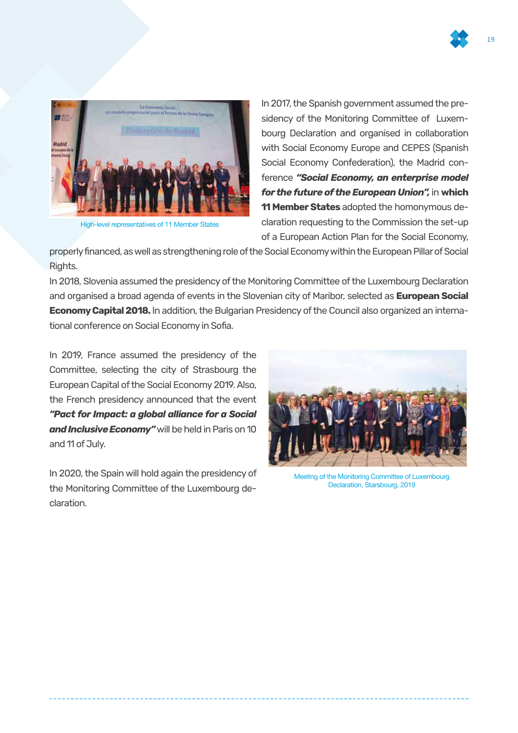High-level representatives of 11 Member States

In 2017, the Spanish government assumed the presidency of the Monitoring Committee of Luxembourg Declaration and organised in collaboration with Social Economy Europe and CEPES (Spanish Social Economy Confederation), the Madrid conference ***"Social Economy, an enterprise model for the future of the European Union",*** in **which 11 Member States** adopted the homonymous declaration requesting to the Commission the set-up of a European Action Plan for the Social Economy, properly financed, as well as strengthening role of the Social Economy within the European Pillar of Social Rights.

In 2018, Slovenia assumed the presidency of the Monitoring Committee of the Luxembourg Declaration and organised a broad agenda of events in the Slovenian city of Maribor, selected as **European Social Economy Capital 2018.** In addition, the Bulgarian Presidency of the Council also organized an international conference on Social Economy in Sofia.

In 2019, France assumed the presidency of the Committee, selecting the city of Strasbourg the European Capital of the Social Economy 2019. Also, the French presidency announced that the event ***"Pact for Impact: a global alliance for a Social and Inclusive Economy"*** will be held in Paris on 10 and 11 of July.

In 2020, the Spain will hold again the presidency of the Monitoring Committee of the Luxembourg declaration.

Meeting of the Monitoring Committee of Luxembourg Declaration, Starsbourg, 2019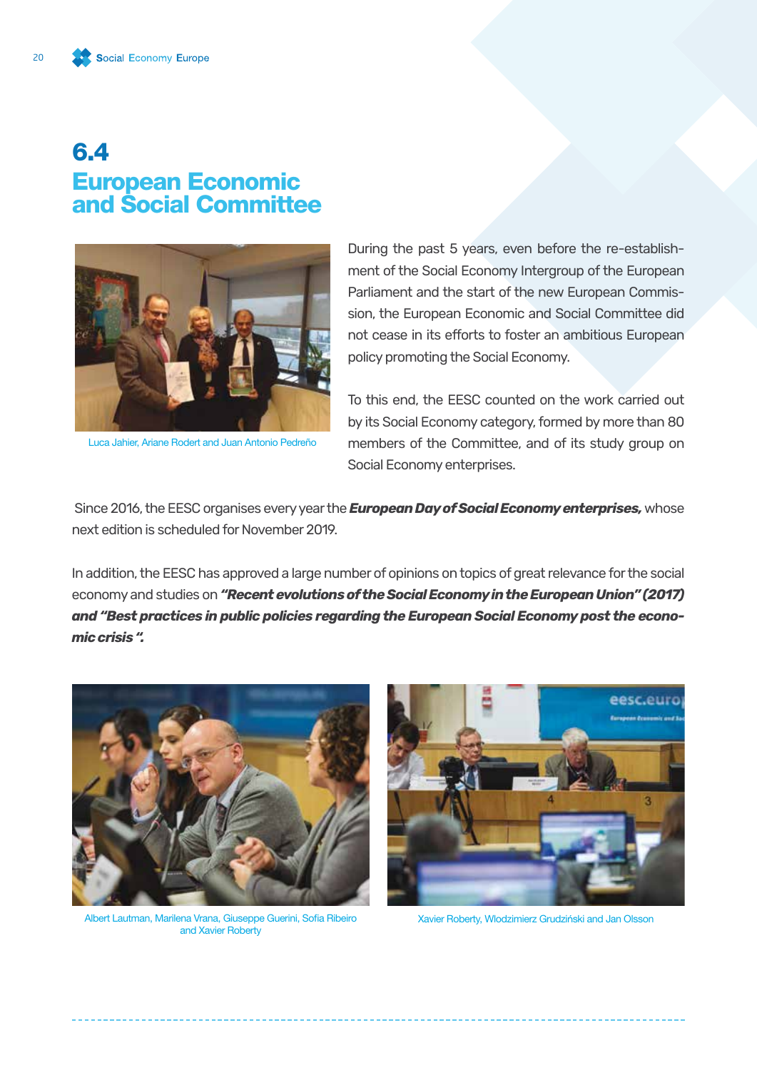# 6.4 European Economic and Social Committee

Luca Jahier, Ariane Rodert and Juan Antonio Pedreño

During the past 5 years, even before the re-establishment of the Social Economy Intergroup of the European Parliament and the start of the new European Commission, the European Economic and Social Committee did not cease in its efforts to foster an ambitious European policy promoting the Social Economy.

To this end, the EESC counted on the work carried out by its Social Economy category, formed by more than 80 members of the Committee, and of its study group on Social Economy enterprises.

Since 2016, the EESC organises every year the ***European Day of Social Economy enterprises,*** whose next edition is scheduled for November 2019.

In addition, the EESC has approved a large number of opinions on topics of great relevance for the social economy and studies on ***"Recent evolutions of the Social Economy in the European Union" (2017) and "Best practices in public policies regarding the European Social Economy post the economic crisis ".***

Albert Lautman, Marilena Vrana, Giuseppe Guerini, Sofia Ribeiro and Xavier Roberty

Xavier Roberty, Wlodzimierz Grudziński and Jan Olsson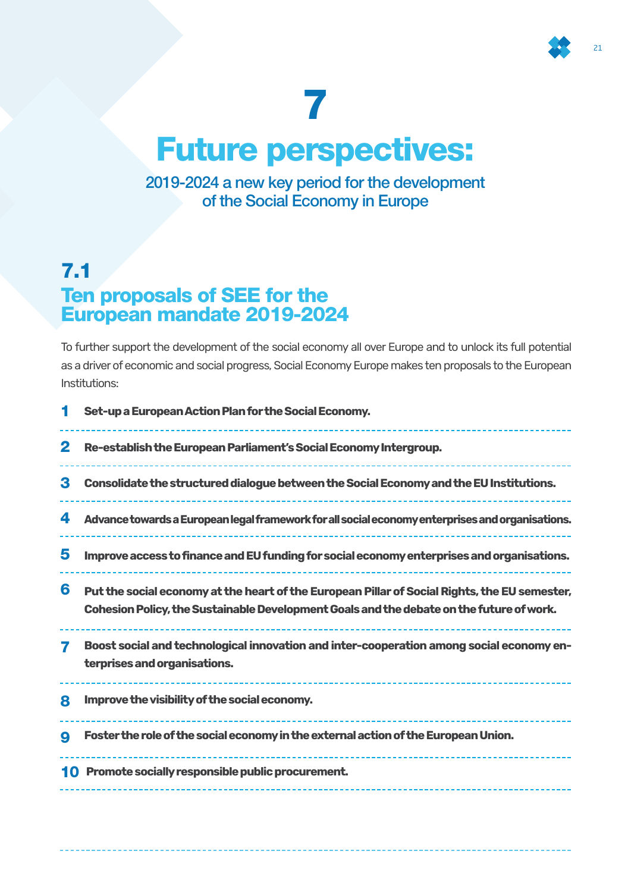# 7

# Future perspectives:

2019-2024 a new key period for the development of the Social Economy in Europe

## 7.1 Ten proposals of SEE for the European mandate 2019-2024

To further support the development of the social economy all over Europe and to unlock its full potential as a driver of economic and social progress, Social Economy Europe makes ten proposals to the European Institutions:

1. **Set-up a European Action Plan for the Social Economy.**
2. **Re-establish the European Parliament's Social Economy Intergroup.**
3. **Consolidate the structured dialogue between the Social Economy and the EU Institutions.**
4. **Advance towards a European legal framework for all social economy enterprises and organisations.**
5. **Improve access to finance and EU funding for social economy enterprises and organisations.**
6. **Put the social economy at the heart of the European Pillar of Social Rights, the EU semester, Cohesion Policy, the Sustainable Development Goals and the debate on the future of work.**
7. **Boost social and technological innovation and inter-cooperation among social economy enterprises and organisations.**
8. **Improve the visibility of the social economy.**
9. **Foster the role of the social economy in the external action of the European Union.**
10. **Promote socially responsible public procurement.**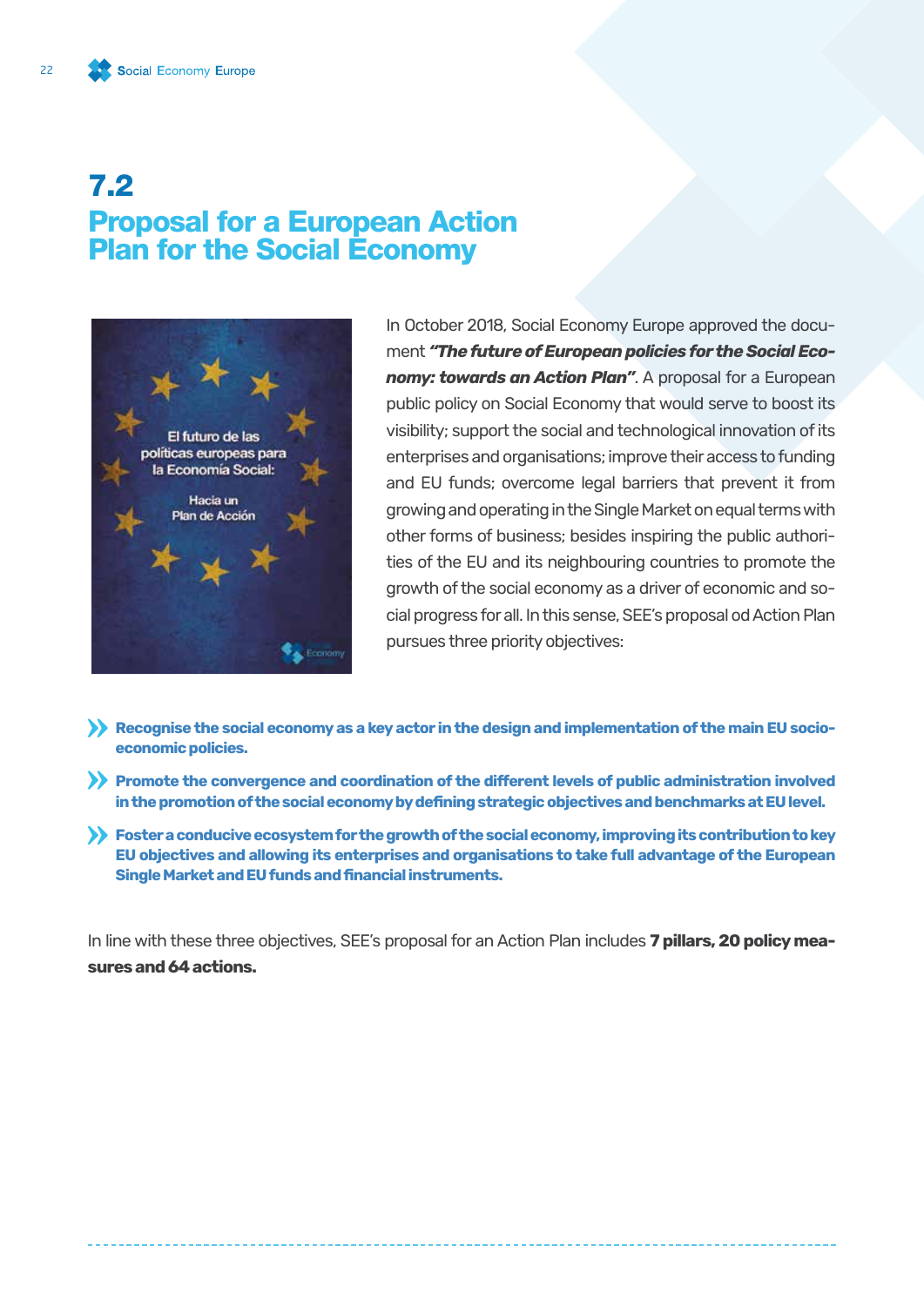## 7.2 Proposal for a European Action Plan for the Social Economy

In October 2018, Social Economy Europe approved the document ***"The future of European policies for the Social Economy: towards an Action Plan"***. A proposal for a European public policy on Social Economy that would serve to boost its visibility; support the social and technological innovation of its enterprises and organisations; improve their access to funding and EU funds; overcome legal barriers that prevent it from growing and operating in the Single Market on equal terms with other forms of business; besides inspiring the public authorities of the EU and its neighbouring countries to promote the growth of the social economy as a driver of economic and social progress for all. In this sense, SEE's proposal od Action Plan pursues three priority objectives:

- **Recognise the social economy as a key actor in the design and implementation of the main EU socio-economic policies.**
- **Promote the convergence and coordination of the different levels of public administration involved in the promotion of the social economy by defining strategic objectives and benchmarks at EU level.**
- **Foster a conducive ecosystem for the growth of the social economy, improving its contribution to key EU objectives and allowing its enterprises and organisations to take full advantage of the European Single Market and EU funds and financial instruments.**

In line with these three objectives, SEE's proposal for an Action Plan includes **7 pillars, 20 policy measures and 64 actions.**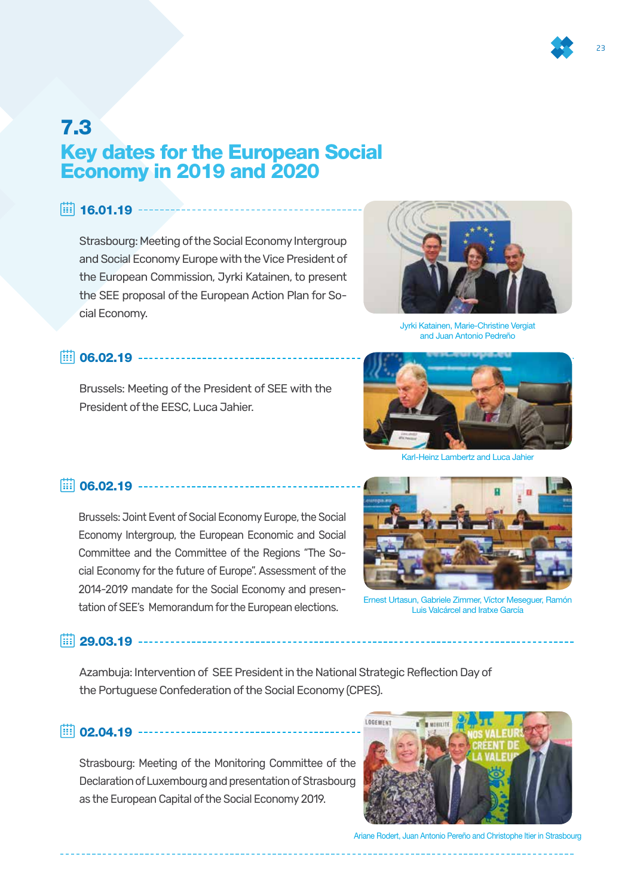## 7.3
## Key dates for the European Social Economy in 2019 and 2020

### 16.01.19

Strasbourg: Meeting of the Social Economy Intergroup and Social Economy Europe with the Vice President of the European Commission, Jyrki Katainen, to present the SEE proposal of the European Action Plan for Social Economy.

Jyrki Katainen, Marie-Christine Vergiat and Juan Antonio Pedreño

### 06.02.19

Brussels: Meeting of the President of SEE with the President of the EESC, Luca Jahier.

Karl-Heinz Lambertz and Luca Jahier

### 06.02.19

Brussels: Joint Event of Social Economy Europe, the Social Economy Intergroup, the European Economic and Social Committee and the Committee of the Regions "The Social Economy for the future of Europe". Assessment of the 2014-2019 mandate for the Social Economy and presentation of SEE's Memorandum for the European elections.

Ernest Urtasun, Gabriele Zimmer, Victor Meseguer, Ramón Luis Valcárcel and Iratxe García

### 29.03.19

Azambuja: Intervention of SEE President in the National Strategic Reflection Day of the Portuguese Confederation of the Social Economy (CPES).

### 02.04.19

Strasbourg: Meeting of the Monitoring Committee of the Declaration of Luxembourg and presentation of Strasbourg as the European Capital of the Social Economy 2019.

Ariane Rodert, Juan Antonio Pereño and Christophe Itier in Strasbourg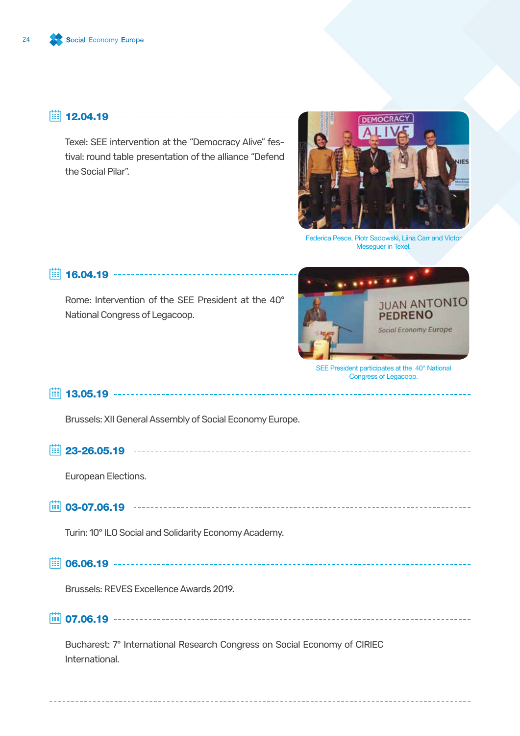### 12.04.19

Texel: SEE intervention at the “Democracy Alive” festival: round table presentation of the alliance “Defend the Social Pilar”.

Federica Pesce, Piotr Sadowski, Liina Carr and Victor Meseguer in Texel.

### 16.04.19

Rome: Intervention of the SEE President at the 40° National Congress of Legacoop.

SEE President participates at the 40° National Congress of Legacoop.

### 13.05.19

Brussels: XII General Assembly of Social Economy Europe.

### 23-26.05.19

European Elections.

### 03-07.06.19

Turin: 10° ILO Social and Solidarity Economy Academy.

### 06.06.19

Brussels: REVES Excellence Awards 2019.

### 07.06.19

Bucharest: 7° International Research Congress on Social Economy of CIRIEC International.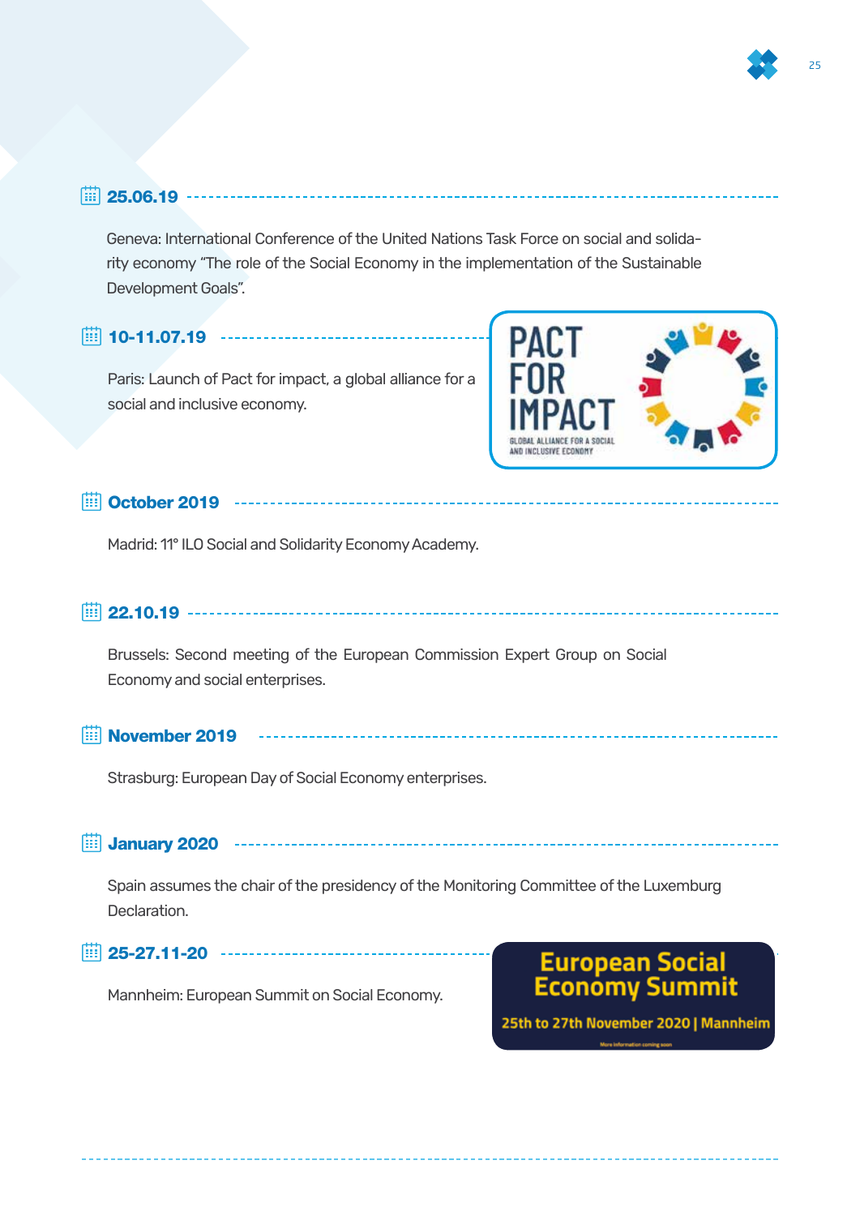### 25.06.19

Geneva: International Conference of the United Nations Task Force on social and solidarity economy "The role of the Social Economy in the implementation of the Sustainable Development Goals".

### 10-11.07.19

Paris: Launch of Pact for impact, a global alliance for a social and inclusive economy.

### October 2019

Madrid: 11° ILO Social and Solidarity Economy Academy.

### 22.10.19

Brussels: Second meeting of the European Commission Expert Group on Social Economy and social enterprises.

### November 2019

Strasburg: European Day of Social Economy enterprises.

### January 2020

Spain assumes the chair of the presidency of the Monitoring Committee of the Luxemburg Declaration.

### 25-27.11-20

Mannheim: European Summit on Social Economy.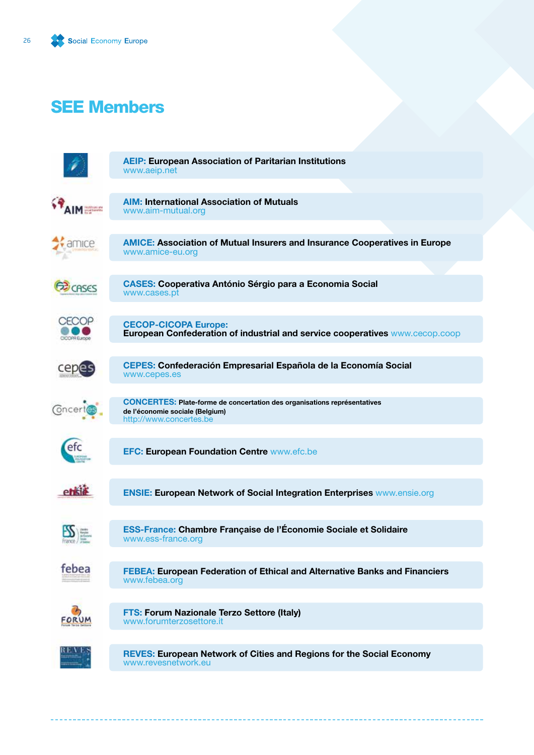# SEE Members

**AEIP:** **European Association of Paritarian Institutions**
www.aeip.net

**AIM:** **International Association of Mutuals**
www.aim-mutual.org

**AMICE:** **Association of Mutual Insurers and Insurance Cooperatives in Europe**
www.amice-eu.org

**CASES:** **Cooperativa António Sérgio para a Economia Social**
www.cases.pt

**CECOP-CICOPA Europe:**
**European Confederation of industrial and service cooperatives** www.cecop.coop

**CEPES:** **Confederación Empresarial Española de la Economía Social**
www.cepes.es

**CONCERTES:** **Plate-forme de concertation des organisations représentatives de l'économie sociale (Belgium)**
http://www.concertes.be

**EFC:** **European Foundation Centre** www.efc.be

**ENSIE:** **European Network of Social Integration Enterprises** www.ensie.org

**ESS-France:** **Chambre Française de l'Économie Sociale et Solidaire**
www.ess-france.org

**FEBEA:** **European Federation of Ethical and Alternative Banks and Financiers**
www.febea.org

**FTS:** **Forum Nazionale Terzo Settore (Italy)**
www.forumterzosettore.it

**REVES:** **European Network of Cities and Regions for the Social Economy**
www.revesnetwork.eu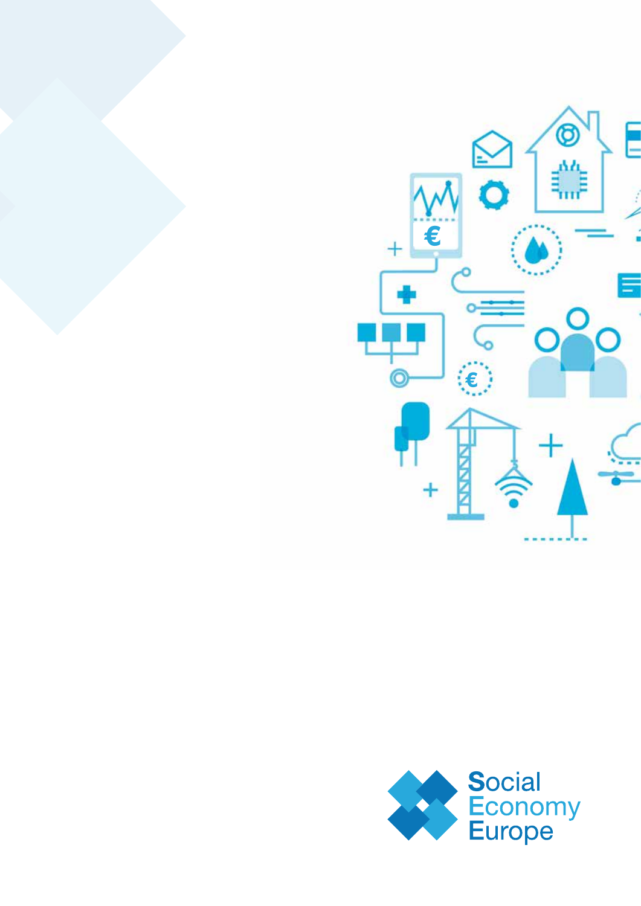Social Economy Europe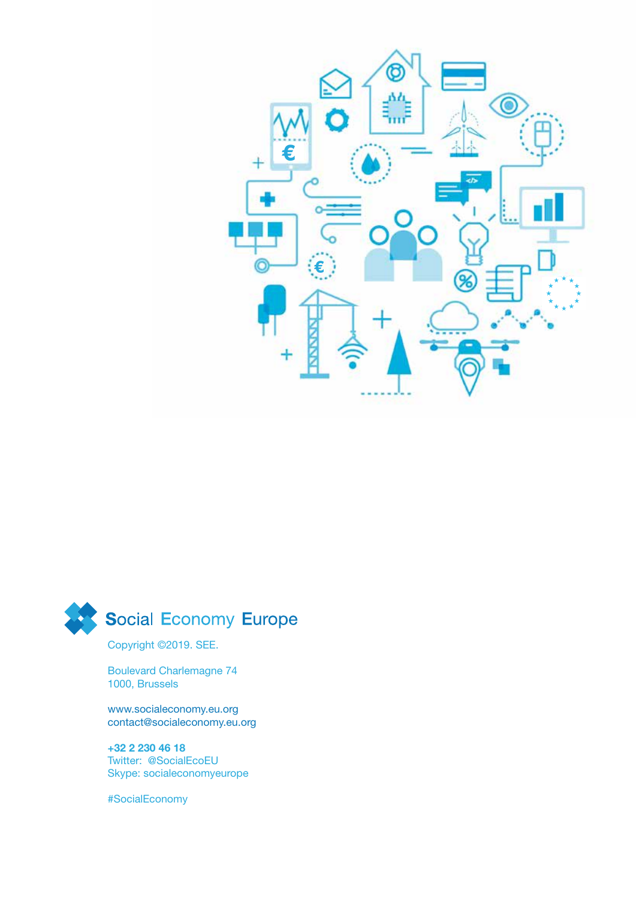Social Economy Europe

Copyright ©2019. SEE.

Boulevard Charlemagne 74
1000, Brussels

www.socialeconomy.eu.org
contact@socialeconomy.eu.org

**+32 2 230 46 18**
Twitter: @SocialEcoEU
Skype: socialeconomyeurope

#SocialEconomy